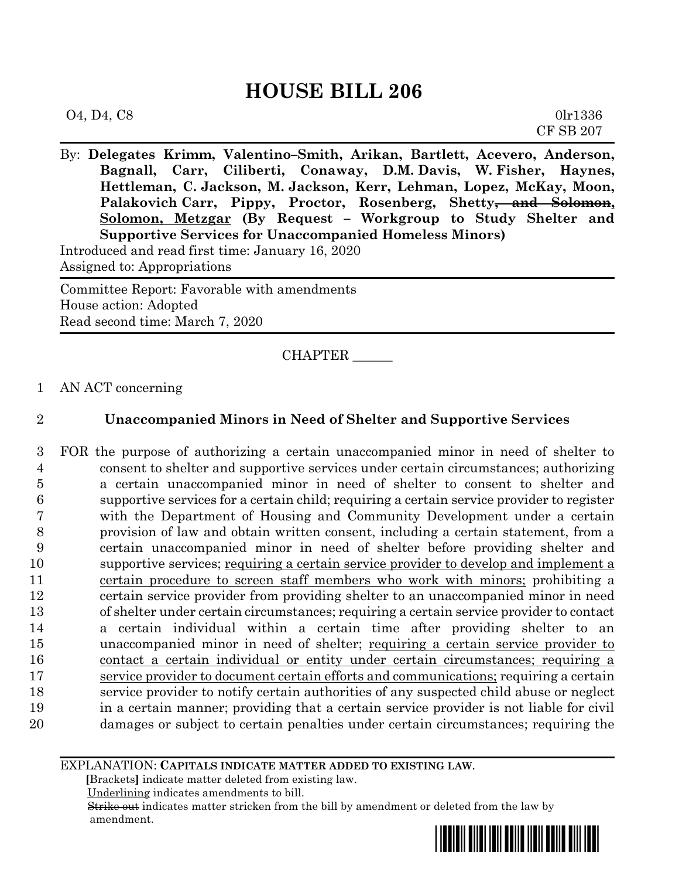# HOUSE BILL 206

O4, D4, C8 0lr1336
CF SB 207

By: **Delegates Krimm, Valentino–Smith, Arikan, Bartlett, Acevero, Anderson, Bagnall, Carr, Ciliberti, Conaway, D.M. Davis, W. Fisher, Haynes, Hettleman, C. Jackson, M. Jackson, Kerr, Lehman, Lopez, McKay, Moon, Palakovich Carr, Pippy, Proctor, Rosenberg, Shetty~~, and Solomon~~, Solomon, Metzgar (By Request – Workgroup to Study Shelter and Supportive Services for Unaccompanied Homeless Minors)**

Introduced and read first time: January 16, 2020
Assigned to: Appropriations

Committee Report: Favorable with amendments
House action: Adopted
Read second time: March 7, 2020

CHAPTER ______

1 AN ACT concerning

2 **Unaccompanied Minors in Need of Shelter and Supportive Services**

3 FOR the purpose of authorizing a certain unaccompanied minor in need of shelter to
4 consent to shelter and supportive services under certain circumstances; authorizing
5 a certain unaccompanied minor in need of shelter to consent to shelter and
6 supportive services for a certain child; requiring a certain service provider to register
7 with the Department of Housing and Community Development under a certain
8 provision of law and obtain written consent, including a certain statement, from a
9 certain unaccompanied minor in need of shelter before providing shelter and
10 supportive services; requiring a certain service provider to develop and implement a
11 certain procedure to screen staff members who work with minors; prohibiting a
12 certain service provider from providing shelter to an unaccompanied minor in need
13 of shelter under certain circumstances; requiring a certain service provider to contact
14 a certain individual within a certain time after providing shelter to an
15 unaccompanied minor in need of shelter; requiring a certain service provider to
16 contact a certain individual or entity under certain circumstances; requiring a
17 service provider to document certain efforts and communications; requiring a certain
18 service provider to notify certain authorities of any suspected child abuse or neglect
19 in a certain manner; providing that a certain service provider is not liable for civil
20 damages or subject to certain penalties under certain circumstances; requiring the

EXPLANATION: **CAPITALS INDICATE MATTER ADDED TO EXISTING LAW.**
**[**Brackets**]** indicate matter deleted from existing law.
Underlining indicates amendments to bill.
~~Strike out~~ indicates matter stricken from the bill by amendment or deleted from the law by amendment.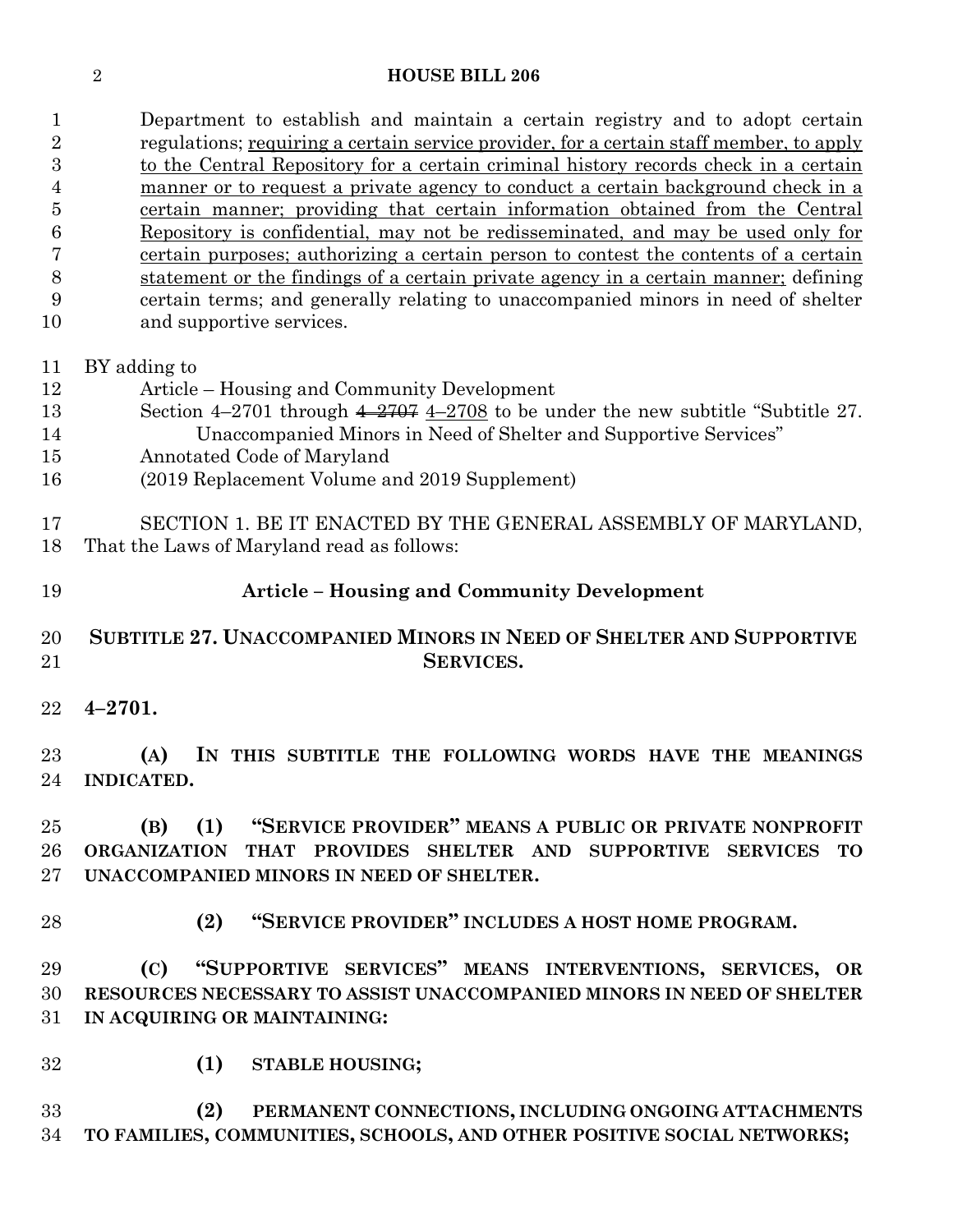Department to establish and maintain a certain registry and to adopt certain regulations; requiring a certain service provider, for a certain staff member, to apply to the Central Repository for a certain criminal history records check in a certain manner or to request a private agency to conduct a certain background check in a certain manner; providing that certain information obtained from the Central Repository is confidential, may not be redisseminated, and may be used only for certain purposes; authorizing a certain person to contest the contents of a certain statement or the findings of a certain private agency in a certain manner; defining certain terms; and generally relating to unaccompanied minors in need of shelter and supportive services.

BY adding to
Article – Housing and Community Development
Section 4–2701 through ~~4–2707~~ 4–2708 to be under the new subtitle "Subtitle 27. Unaccompanied Minors in Need of Shelter and Supportive Services"
Annotated Code of Maryland
(2019 Replacement Volume and 2019 Supplement)

SECTION 1. BE IT ENACTED BY THE GENERAL ASSEMBLY OF MARYLAND, That the Laws of Maryland read as follows:

## Article – Housing and Community Development

## SUBTITLE 27. UNACCOMPANIED MINORS IN NEED OF SHELTER AND SUPPORTIVE SERVICES.

**4–2701.**

**(A) IN THIS SUBTITLE THE FOLLOWING WORDS HAVE THE MEANINGS INDICATED.**

**(B) (1) "SERVICE PROVIDER" MEANS A PUBLIC OR PRIVATE NONPROFIT ORGANIZATION THAT PROVIDES SHELTER AND SUPPORTIVE SERVICES TO UNACCOMPANIED MINORS IN NEED OF SHELTER.**

**(2) "SERVICE PROVIDER" INCLUDES A HOST HOME PROGRAM.**

**(C) "SUPPORTIVE SERVICES" MEANS INTERVENTIONS, SERVICES, OR RESOURCES NECESSARY TO ASSIST UNACCOMPANIED MINORS IN NEED OF SHELTER IN ACQUIRING OR MAINTAINING:**

**(1) STABLE HOUSING;**

**(2) PERMANENT CONNECTIONS, INCLUDING ONGOING ATTACHMENTS TO FAMILIES, COMMUNITIES, SCHOOLS, AND OTHER POSITIVE SOCIAL NETWORKS;**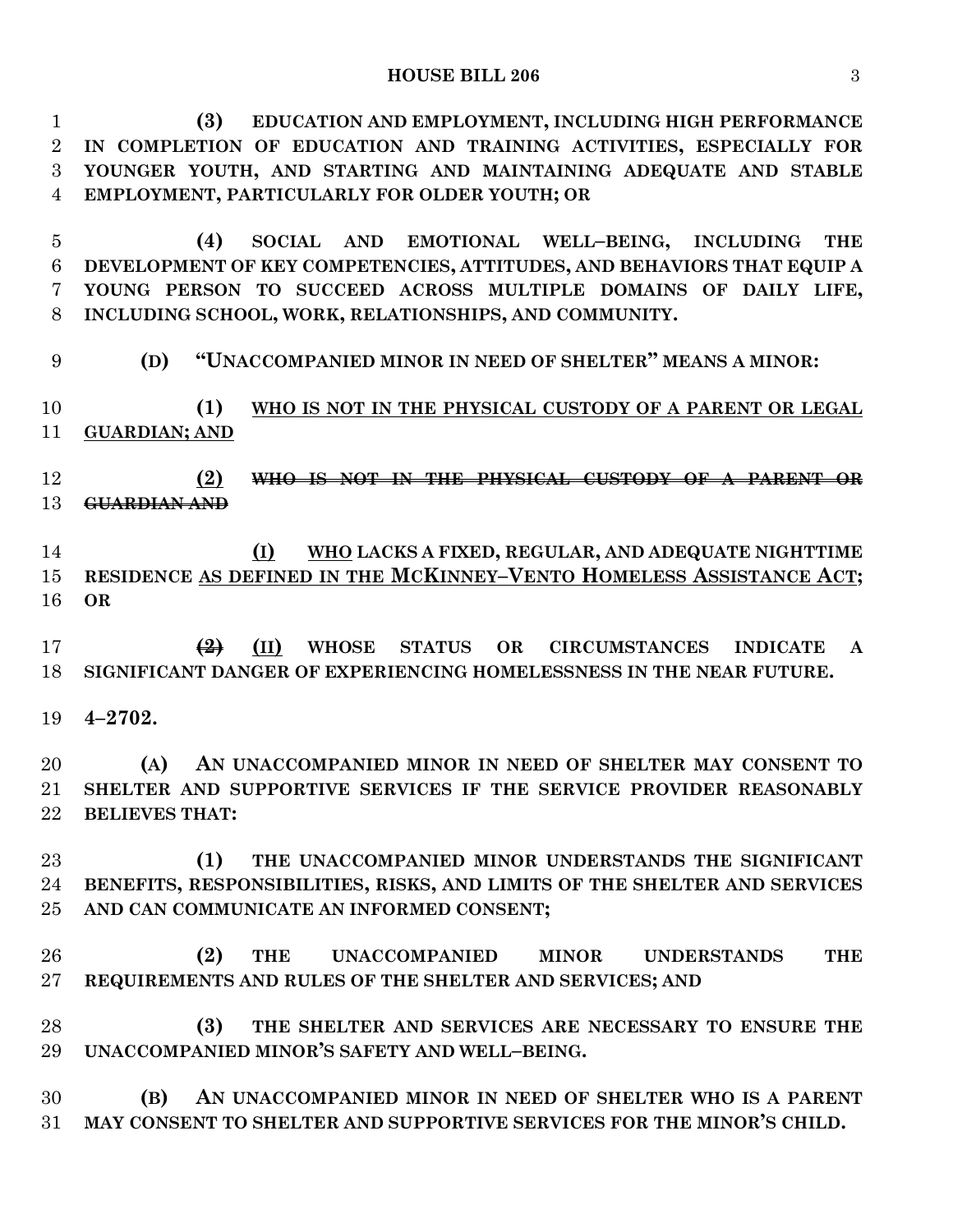**(3) EDUCATION AND EMPLOYMENT, INCLUDING HIGH PERFORMANCE IN COMPLETION OF EDUCATION AND TRAINING ACTIVITIES, ESPECIALLY FOR YOUNGER YOUTH, AND STARTING AND MAINTAINING ADEQUATE AND STABLE EMPLOYMENT, PARTICULARLY FOR OLDER YOUTH; OR**

**(4) SOCIAL AND EMOTIONAL WELL–BEING, INCLUDING THE DEVELOPMENT OF KEY COMPETENCIES, ATTITUDES, AND BEHAVIORS THAT EQUIP A YOUNG PERSON TO SUCCEED ACROSS MULTIPLE DOMAINS OF DAILY LIFE, INCLUDING SCHOOL, WORK, RELATIONSHIPS, AND COMMUNITY.**

**(D) "UNACCOMPANIED MINOR IN NEED OF SHELTER" MEANS A MINOR:**

**(1) <u>WHO IS NOT IN THE PHYSICAL CUSTODY OF A PARENT OR LEGAL GUARDIAN; AND</u>**

**<u>(2)</u> ~~WHO IS NOT IN THE PHYSICAL CUSTODY OF A PARENT OR GUARDIAN AND~~**

**<u>(I)</u> <u>WHO</u> LACKS A FIXED, REGULAR, AND ADEQUATE NIGHTTIME RESIDENCE <u>AS DEFINED IN THE MCKINNEY–VENTO HOMELESS ASSISTANCE ACT;</u> OR**

**~~(2)~~ <u>(II)</u> WHOSE STATUS OR CIRCUMSTANCES INDICATE A SIGNIFICANT DANGER OF EXPERIENCING HOMELESSNESS IN THE NEAR FUTURE.**

**4–2702.**

**(A) AN UNACCOMPANIED MINOR IN NEED OF SHELTER MAY CONSENT TO SHELTER AND SUPPORTIVE SERVICES IF THE SERVICE PROVIDER REASONABLY BELIEVES THAT:**

**(1) THE UNACCOMPANIED MINOR UNDERSTANDS THE SIGNIFICANT BENEFITS, RESPONSIBILITIES, RISKS, AND LIMITS OF THE SHELTER AND SERVICES AND CAN COMMUNICATE AN INFORMED CONSENT;**

**(2) THE UNACCOMPANIED MINOR UNDERSTANDS THE REQUIREMENTS AND RULES OF THE SHELTER AND SERVICES; AND**

**(3) THE SHELTER AND SERVICES ARE NECESSARY TO ENSURE THE UNACCOMPANIED MINOR'S SAFETY AND WELL–BEING.**

**(B) AN UNACCOMPANIED MINOR IN NEED OF SHELTER WHO IS A PARENT MAY CONSENT TO SHELTER AND SUPPORTIVE SERVICES FOR THE MINOR'S CHILD.**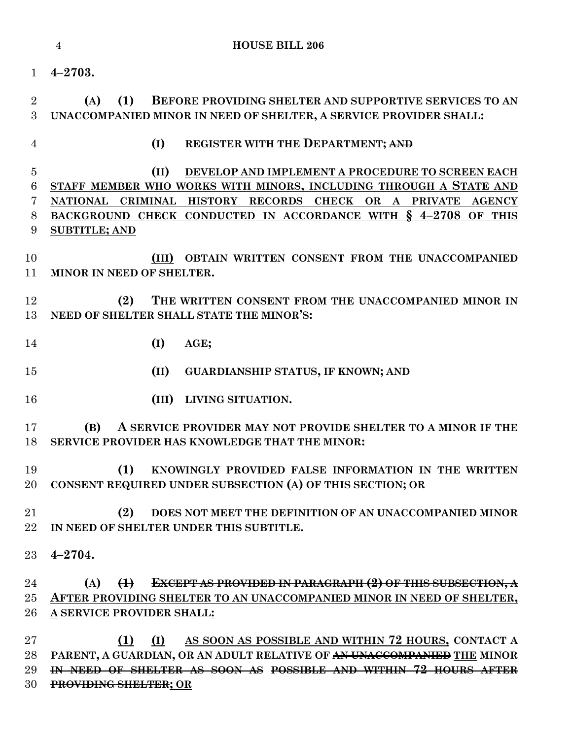**4–2703.**

**(A) (1) BEFORE PROVIDING SHELTER AND SUPPORTIVE SERVICES TO AN UNACCOMPANIED MINOR IN NEED OF SHELTER, A SERVICE PROVIDER SHALL:**

**(I) REGISTER WITH THE DEPARTMENT; ~~AND~~**

**(II) <u>DEVELOP AND IMPLEMENT A PROCEDURE TO SCREEN EACH STAFF MEMBER WHO WORKS WITH MINORS, INCLUDING THROUGH A STATE AND NATIONAL CRIMINAL HISTORY RECORDS CHECK OR A PRIVATE AGENCY BACKGROUND CHECK CONDUCTED IN ACCORDANCE WITH § 4–2708 OF THIS SUBTITLE; AND</u>**

**<u>(III)</u> OBTAIN WRITTEN CONSENT FROM THE UNACCOMPANIED MINOR IN NEED OF SHELTER.**

**(2) THE WRITTEN CONSENT FROM THE UNACCOMPANIED MINOR IN NEED OF SHELTER SHALL STATE THE MINOR'S:**

**(I) AGE;**

**(II) GUARDIANSHIP STATUS, IF KNOWN; AND**

**(III) LIVING SITUATION.**

**(B) A SERVICE PROVIDER MAY NOT PROVIDE SHELTER TO A MINOR IF THE SERVICE PROVIDER HAS KNOWLEDGE THAT THE MINOR:**

**(1) KNOWINGLY PROVIDED FALSE INFORMATION IN THE WRITTEN CONSENT REQUIRED UNDER SUBSECTION (A) OF THIS SECTION; OR**

**(2) DOES NOT MEET THE DEFINITION OF AN UNACCOMPANIED MINOR IN NEED OF SHELTER UNDER THIS SUBTITLE.**

**4–2704.**

**(A) ~~(1) EXCEPT AS PROVIDED IN PARAGRAPH (2) OF THIS SUBSECTION, A~~ <u>AFTER PROVIDING SHELTER TO AN UNACCOMPANIED MINOR IN NEED OF SHELTER, A</u> SERVICE PROVIDER SHALL<u>:</u>**

**<u>(1)</u> <u>(I)</u> <u>AS SOON AS POSSIBLE AND WITHIN 72 HOURS,</u> CONTACT A PARENT, A GUARDIAN, OR AN ADULT RELATIVE OF ~~AN UNACCOMPANIED~~ <u>THE</u> MINOR ~~IN NEED OF SHELTER AS SOON AS POSSIBLE AND WITHIN 72 HOURS AFTER PROVIDING SHELTER~~<u>; OR</u>**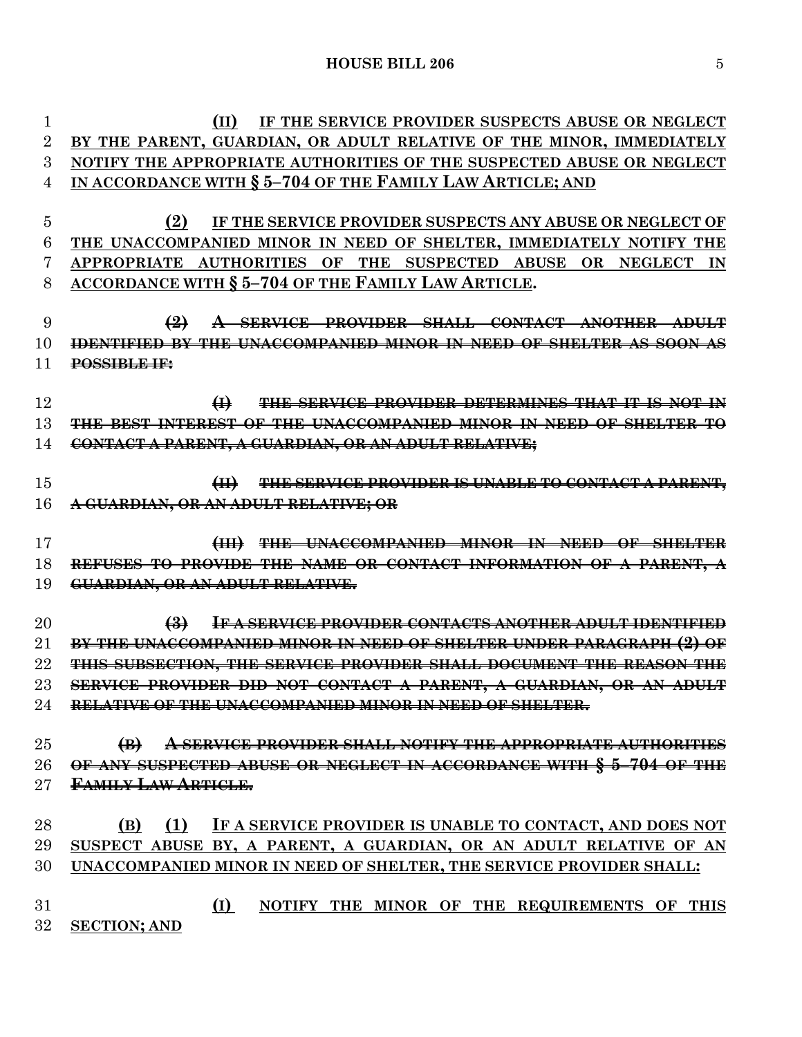(II) IF THE SERVICE PROVIDER SUSPECTS ABUSE OR NEGLECT BY THE PARENT, GUARDIAN, OR ADULT RELATIVE OF THE MINOR, IMMEDIATELY NOTIFY THE APPROPRIATE AUTHORITIES OF THE SUSPECTED ABUSE OR NEGLECT IN ACCORDANCE WITH § 5–704 OF THE FAMILY LAW ARTICLE; AND

(2) IF THE SERVICE PROVIDER SUSPECTS ANY ABUSE OR NEGLECT OF THE UNACCOMPANIED MINOR IN NEED OF SHELTER, IMMEDIATELY NOTIFY THE APPROPRIATE AUTHORITIES OF THE SUSPECTED ABUSE OR NEGLECT IN ACCORDANCE WITH § 5–704 OF THE FAMILY LAW ARTICLE.

~~(2) A SERVICE PROVIDER SHALL CONTACT ANOTHER ADULT IDENTIFIED BY THE UNACCOMPANIED MINOR IN NEED OF SHELTER AS SOON AS POSSIBLE IF:~~

~~(I) THE SERVICE PROVIDER DETERMINES THAT IT IS NOT IN THE BEST INTEREST OF THE UNACCOMPANIED MINOR IN NEED OF SHELTER TO CONTACT A PARENT, A GUARDIAN, OR AN ADULT RELATIVE;~~

~~(II) THE SERVICE PROVIDER IS UNABLE TO CONTACT A PARENT, A GUARDIAN, OR AN ADULT RELATIVE; OR~~

~~(III) THE UNACCOMPANIED MINOR IN NEED OF SHELTER REFUSES TO PROVIDE THE NAME OR CONTACT INFORMATION OF A PARENT, A GUARDIAN, OR AN ADULT RELATIVE.~~

~~(3) IF A SERVICE PROVIDER CONTACTS ANOTHER ADULT IDENTIFIED BY THE UNACCOMPANIED MINOR IN NEED OF SHELTER UNDER PARAGRAPH (2) OF THIS SUBSECTION, THE SERVICE PROVIDER SHALL DOCUMENT THE REASON THE SERVICE PROVIDER DID NOT CONTACT A PARENT, A GUARDIAN, OR AN ADULT RELATIVE OF THE UNACCOMPANIED MINOR IN NEED OF SHELTER.~~

~~(B) A SERVICE PROVIDER SHALL NOTIFY THE APPROPRIATE AUTHORITIES OF ANY SUSPECTED ABUSE OR NEGLECT IN ACCORDANCE WITH § 5–704 OF THE FAMILY LAW ARTICLE.~~

(B) (1) IF A SERVICE PROVIDER IS UNABLE TO CONTACT, AND DOES NOT SUSPECT ABUSE BY, A PARENT, A GUARDIAN, OR AN ADULT RELATIVE OF AN UNACCOMPANIED MINOR IN NEED OF SHELTER, THE SERVICE PROVIDER SHALL:

(I) NOTIFY THE MINOR OF THE REQUIREMENTS OF THIS SECTION; AND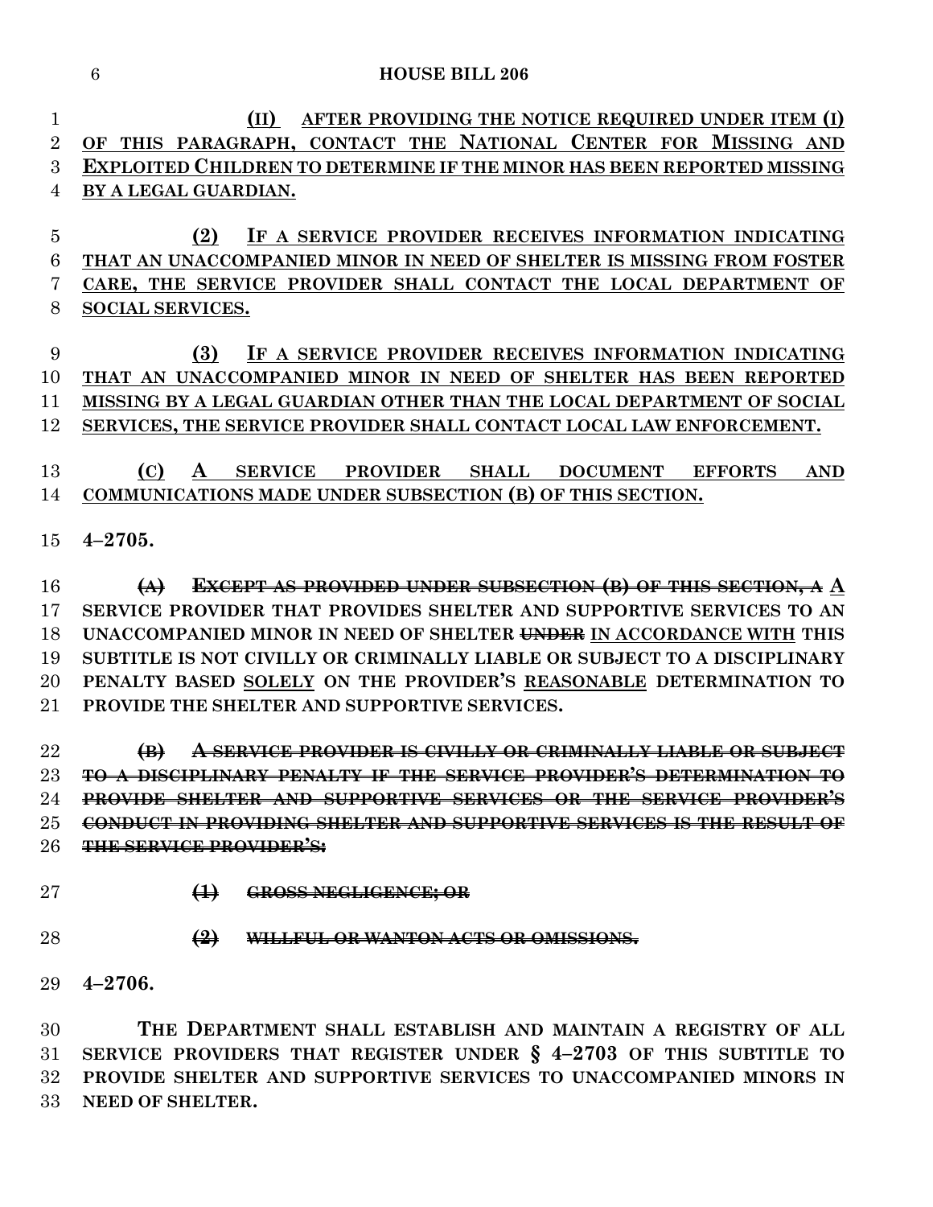**(II) AFTER PROVIDING THE NOTICE REQUIRED UNDER ITEM (I) OF THIS PARAGRAPH, CONTACT THE NATIONAL CENTER FOR MISSING AND EXPLOITED CHILDREN TO DETERMINE IF THE MINOR HAS BEEN REPORTED MISSING BY A LEGAL GUARDIAN.**

**(2) IF A SERVICE PROVIDER RECEIVES INFORMATION INDICATING THAT AN UNACCOMPANIED MINOR IN NEED OF SHELTER IS MISSING FROM FOSTER CARE, THE SERVICE PROVIDER SHALL CONTACT THE LOCAL DEPARTMENT OF SOCIAL SERVICES.**

**(3) IF A SERVICE PROVIDER RECEIVES INFORMATION INDICATING THAT AN UNACCOMPANIED MINOR IN NEED OF SHELTER HAS BEEN REPORTED MISSING BY A LEGAL GUARDIAN OTHER THAN THE LOCAL DEPARTMENT OF SOCIAL SERVICES, THE SERVICE PROVIDER SHALL CONTACT LOCAL LAW ENFORCEMENT.**

**(C) A SERVICE PROVIDER SHALL DOCUMENT EFFORTS AND COMMUNICATIONS MADE UNDER SUBSECTION (B) OF THIS SECTION.**

**4–2705.**

**~~(A) EXCEPT AS PROVIDED UNDER SUBSECTION (B) OF THIS SECTION, A~~ A SERVICE PROVIDER THAT PROVIDES SHELTER AND SUPPORTIVE SERVICES TO AN UNACCOMPANIED MINOR IN NEED OF SHELTER ~~UNDER~~ IN ACCORDANCE WITH THIS SUBTITLE IS NOT CIVILLY OR CRIMINALLY LIABLE OR SUBJECT TO A DISCIPLINARY PENALTY BASED SOLELY ON THE PROVIDER'S REASONABLE DETERMINATION TO PROVIDE THE SHELTER AND SUPPORTIVE SERVICES.**

**~~(B) A SERVICE PROVIDER IS CIVILLY OR CRIMINALLY LIABLE OR SUBJECT TO A DISCIPLINARY PENALTY IF THE SERVICE PROVIDER'S DETERMINATION TO PROVIDE SHELTER AND SUPPORTIVE SERVICES OR THE SERVICE PROVIDER'S CONDUCT IN PROVIDING SHELTER AND SUPPORTIVE SERVICES IS THE RESULT OF THE SERVICE PROVIDER'S:~~**

**~~(1) GROSS NEGLIGENCE; OR~~**

**~~(2) WILLFUL OR WANTON ACTS OR OMISSIONS.~~**

**4–2706.**

**THE DEPARTMENT SHALL ESTABLISH AND MAINTAIN A REGISTRY OF ALL SERVICE PROVIDERS THAT REGISTER UNDER § 4–2703 OF THIS SUBTITLE TO PROVIDE SHELTER AND SUPPORTIVE SERVICES TO UNACCOMPANIED MINORS IN NEED OF SHELTER.**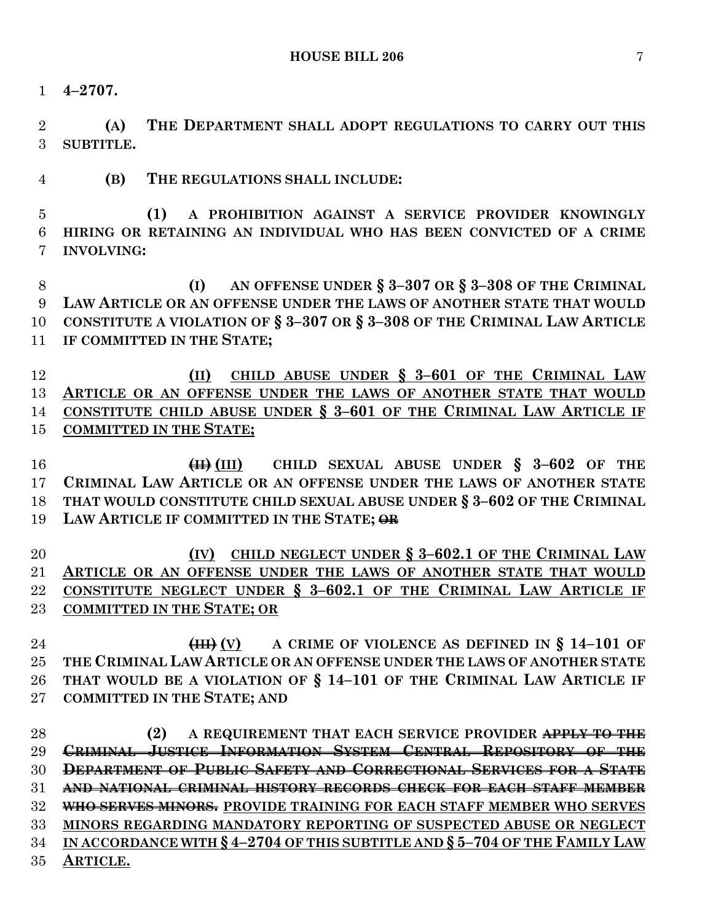**4–2707.**

**(A) THE DEPARTMENT SHALL ADOPT REGULATIONS TO CARRY OUT THIS SUBTITLE.**

**(B) THE REGULATIONS SHALL INCLUDE:**

**(1) A PROHIBITION AGAINST A SERVICE PROVIDER KNOWINGLY HIRING OR RETAINING AN INDIVIDUAL WHO HAS BEEN CONVICTED OF A CRIME INVOLVING:**

**(I) AN OFFENSE UNDER § 3–307 OR § 3–308 OF THE CRIMINAL LAW ARTICLE OR AN OFFENSE UNDER THE LAWS OF ANOTHER STATE THAT WOULD CONSTITUTE A VIOLATION OF § 3–307 OR § 3–308 OF THE CRIMINAL LAW ARTICLE IF COMMITTED IN THE STATE;**

<u>**(II) CHILD ABUSE UNDER § 3–601 OF THE CRIMINAL LAW ARTICLE OR AN OFFENSE UNDER THE LAWS OF ANOTHER STATE THAT WOULD CONSTITUTE CHILD ABUSE UNDER § 3–601 OF THE CRIMINAL LAW ARTICLE IF COMMITTED IN THE STATE;**</u>

**~~(II)~~ <u>(III)</u> CHILD SEXUAL ABUSE UNDER § 3–602 OF THE CRIMINAL LAW ARTICLE OR AN OFFENSE UNDER THE LAWS OF ANOTHER STATE THAT WOULD CONSTITUTE CHILD SEXUAL ABUSE UNDER § 3–602 OF THE CRIMINAL LAW ARTICLE IF COMMITTED IN THE STATE; ~~OR~~**

<u>**(IV) CHILD NEGLECT UNDER § 3–602.1 OF THE CRIMINAL LAW ARTICLE OR AN OFFENSE UNDER THE LAWS OF ANOTHER STATE THAT WOULD CONSTITUTE NEGLECT UNDER § 3–602.1 OF THE CRIMINAL LAW ARTICLE IF COMMITTED IN THE STATE; OR**</u>

**~~(III)~~ <u>(V)</u> A CRIME OF VIOLENCE AS DEFINED IN § 14–101 OF THE CRIMINAL LAW ARTICLE OR AN OFFENSE UNDER THE LAWS OF ANOTHER STATE THAT WOULD BE A VIOLATION OF § 14–101 OF THE CRIMINAL LAW ARTICLE IF COMMITTED IN THE STATE; AND**

**(2) A REQUIREMENT THAT EACH SERVICE PROVIDER ~~APPLY TO THE CRIMINAL JUSTICE INFORMATION SYSTEM CENTRAL REPOSITORY OF THE DEPARTMENT OF PUBLIC SAFETY AND CORRECTIONAL SERVICES FOR A STATE AND NATIONAL CRIMINAL HISTORY RECORDS CHECK FOR EACH STAFF MEMBER WHO SERVES MINORS.~~ <u>PROVIDE TRAINING FOR EACH STAFF MEMBER WHO SERVES MINORS REGARDING MANDATORY REPORTING OF SUSPECTED ABUSE OR NEGLECT IN ACCORDANCE WITH § 4–2704 OF THIS SUBTITLE AND § 5–704 OF THE FAMILY LAW ARTICLE.</u>**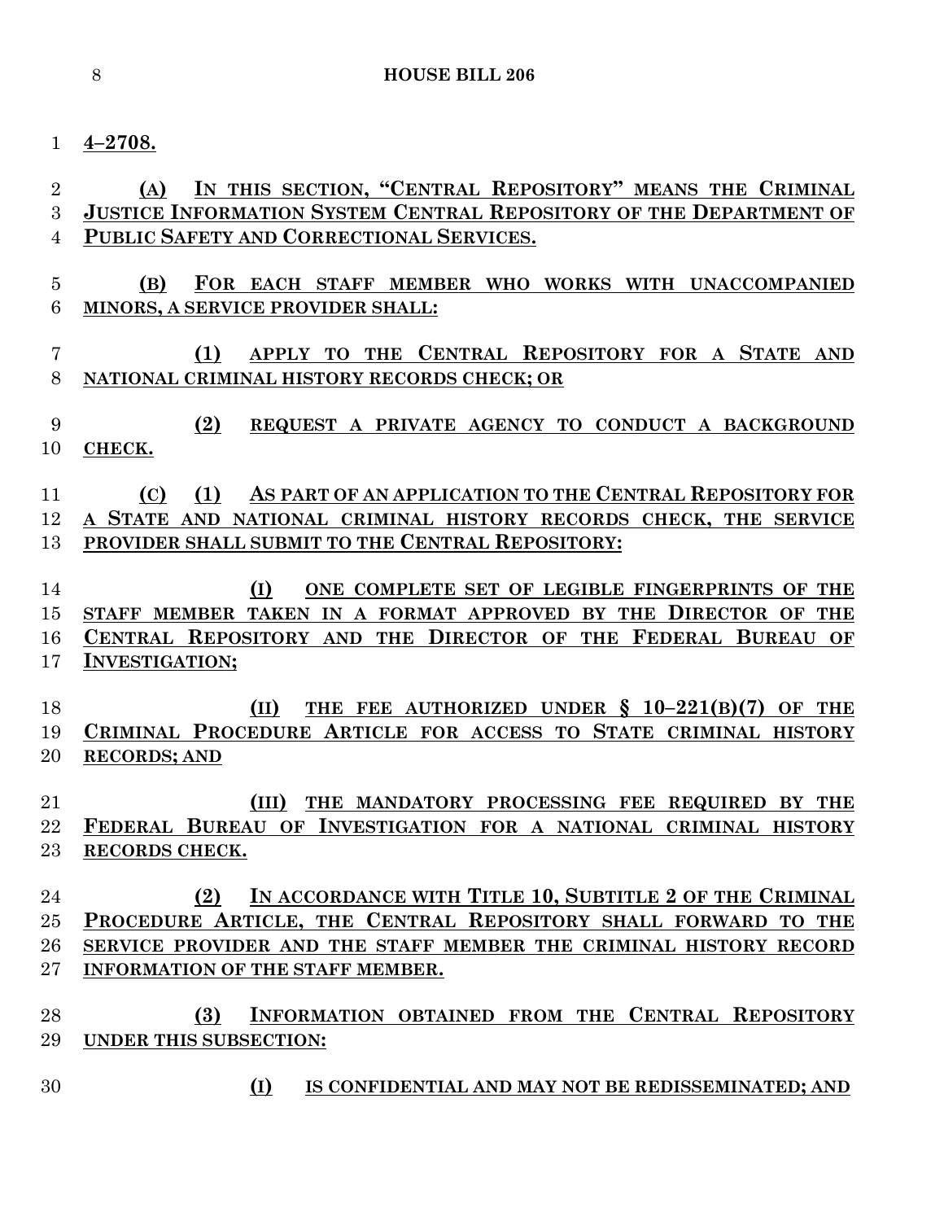**4–2708.**

(A) IN THIS SECTION, "CENTRAL REPOSITORY" MEANS THE CRIMINAL JUSTICE INFORMATION SYSTEM CENTRAL REPOSITORY OF THE DEPARTMENT OF PUBLIC SAFETY AND CORRECTIONAL SERVICES.

(B) FOR EACH STAFF MEMBER WHO WORKS WITH UNACCOMPANIED MINORS, A SERVICE PROVIDER SHALL:

(1) APPLY TO THE CENTRAL REPOSITORY FOR A STATE AND NATIONAL CRIMINAL HISTORY RECORDS CHECK; OR

(2) REQUEST A PRIVATE AGENCY TO CONDUCT A BACKGROUND CHECK.

(C) (1) AS PART OF AN APPLICATION TO THE CENTRAL REPOSITORY FOR A STATE AND NATIONAL CRIMINAL HISTORY RECORDS CHECK, THE SERVICE PROVIDER SHALL SUBMIT TO THE CENTRAL REPOSITORY:

(I) ONE COMPLETE SET OF LEGIBLE FINGERPRINTS OF THE STAFF MEMBER TAKEN IN A FORMAT APPROVED BY THE DIRECTOR OF THE CENTRAL REPOSITORY AND THE DIRECTOR OF THE FEDERAL BUREAU OF INVESTIGATION;

(II) THE FEE AUTHORIZED UNDER § 10–221(B)(7) OF THE CRIMINAL PROCEDURE ARTICLE FOR ACCESS TO STATE CRIMINAL HISTORY RECORDS; AND

(III) THE MANDATORY PROCESSING FEE REQUIRED BY THE FEDERAL BUREAU OF INVESTIGATION FOR A NATIONAL CRIMINAL HISTORY RECORDS CHECK.

(2) IN ACCORDANCE WITH TITLE 10, SUBTITLE 2 OF THE CRIMINAL PROCEDURE ARTICLE, THE CENTRAL REPOSITORY SHALL FORWARD TO THE SERVICE PROVIDER AND THE STAFF MEMBER THE CRIMINAL HISTORY RECORD INFORMATION OF THE STAFF MEMBER.

(3) INFORMATION OBTAINED FROM THE CENTRAL REPOSITORY UNDER THIS SUBSECTION:

(I) IS CONFIDENTIAL AND MAY NOT BE REDISSEMINATED; AND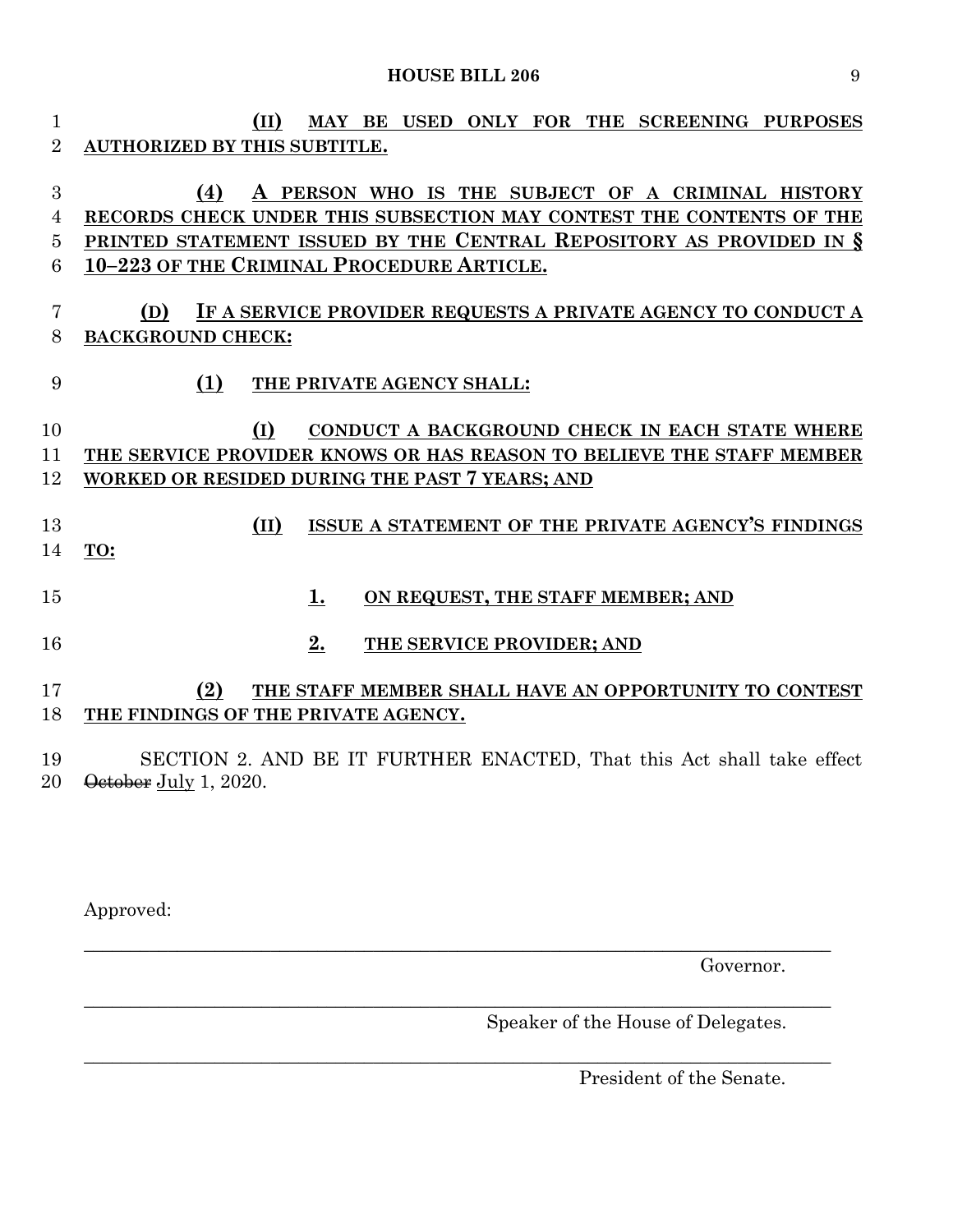(II) MAY BE USED ONLY FOR THE SCREENING PURPOSES AUTHORIZED BY THIS SUBTITLE.

(4) A PERSON WHO IS THE SUBJECT OF A CRIMINAL HISTORY RECORDS CHECK UNDER THIS SUBSECTION MAY CONTEST THE CONTENTS OF THE PRINTED STATEMENT ISSUED BY THE CENTRAL REPOSITORY AS PROVIDED IN § 10–223 OF THE CRIMINAL PROCEDURE ARTICLE.

(D) IF A SERVICE PROVIDER REQUESTS A PRIVATE AGENCY TO CONDUCT A BACKGROUND CHECK:

(1) THE PRIVATE AGENCY SHALL:

(I) CONDUCT A BACKGROUND CHECK IN EACH STATE WHERE THE SERVICE PROVIDER KNOWS OR HAS REASON TO BELIEVE THE STAFF MEMBER WORKED OR RESIDED DURING THE PAST 7 YEARS; AND

(II) ISSUE A STATEMENT OF THE PRIVATE AGENCY'S FINDINGS TO:

1. ON REQUEST, THE STAFF MEMBER; AND

2. THE SERVICE PROVIDER; AND

(2) THE STAFF MEMBER SHALL HAVE AN OPPORTUNITY TO CONTEST THE FINDINGS OF THE PRIVATE AGENCY.

SECTION 2. AND BE IT FURTHER ENACTED, That this Act shall take effect ~~October~~ July 1, 2020.

Approved:

\_\_\_\_\_\_\_\_\_\_\_\_\_\_\_\_\_\_\_\_\_\_\_\_\_\_\_\_\_\_\_\_\_\_\_\_\_\_\_\_\_\_\_\_\_\_\_\_\_\_

Governor.

\_\_\_\_\_\_\_\_\_\_\_\_\_\_\_\_\_\_\_\_\_\_\_\_\_\_\_\_\_\_\_\_\_\_\_\_\_\_\_\_\_\_\_\_\_\_\_\_\_\_

Speaker of the House of Delegates.

\_\_\_\_\_\_\_\_\_\_\_\_\_\_\_\_\_\_\_\_\_\_\_\_\_\_\_\_\_\_\_\_\_\_\_\_\_\_\_\_\_\_\_\_\_\_\_\_\_\_

President of the Senate.